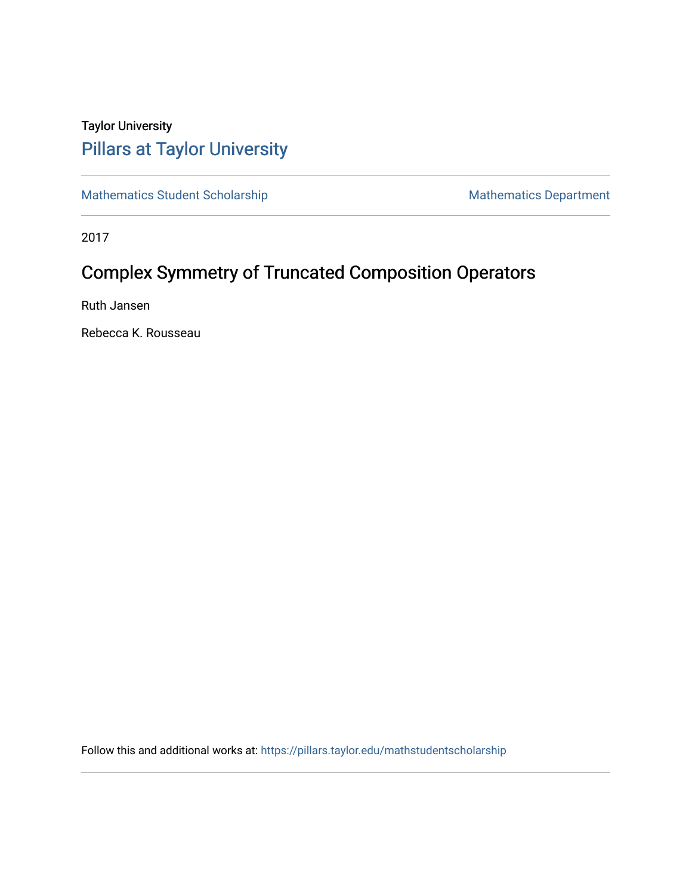Taylor University

## Pillars at Taylor University

Mathematics Student Scholarship

Mathematics Department

2017

# Complex Symmetry of Truncated Composition Operators

Ruth Jansen

Rebecca K. Rousseau

Follow this and additional works at: https://pillars.taylor.edu/mathstudentscholarship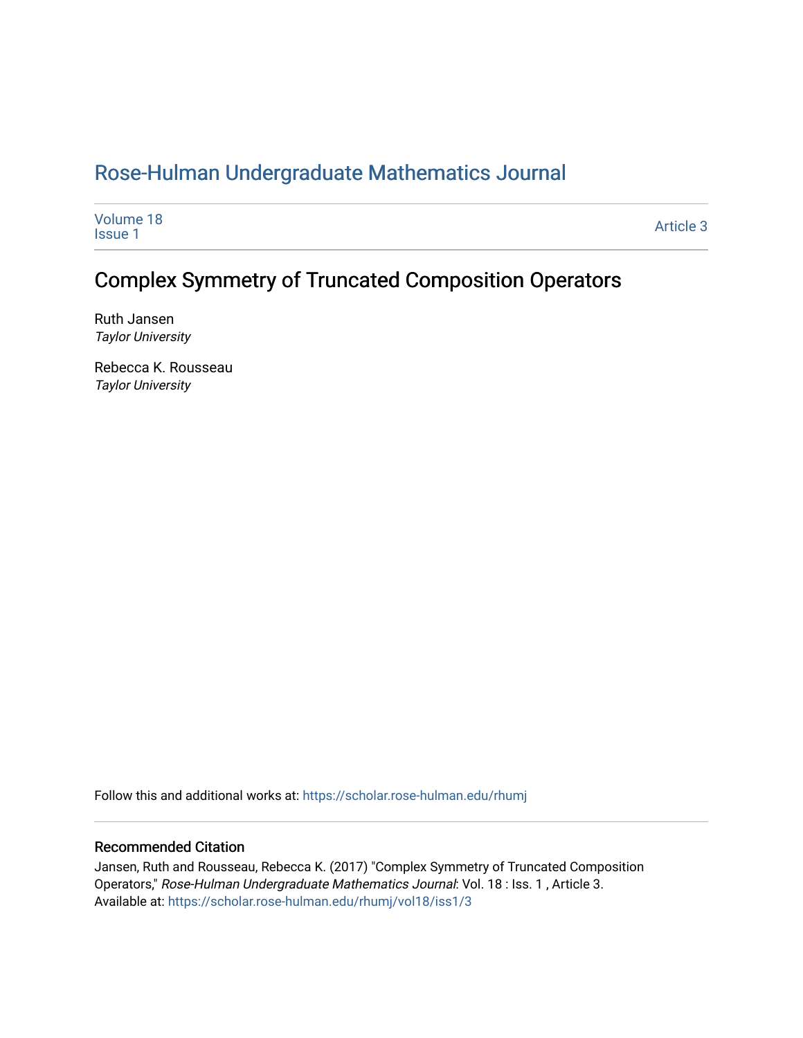# Rose-Hulman Undergraduate Mathematics Journal

Volume 18
Issue 1

Article 3

## Complex Symmetry of Truncated Composition Operators

Ruth Jansen
*Taylor University*

Rebecca K. Rousseau
*Taylor University*

Follow this and additional works at: https://scholar.rose-hulman.edu/rhumj

### Recommended Citation

Jansen, Ruth and Rousseau, Rebecca K. (2017) "Complex Symmetry of Truncated Composition Operators," *Rose-Hulman Undergraduate Mathematics Journal*: Vol. 18 : Iss. 1 , Article 3.
Available at: https://scholar.rose-hulman.edu/rhumj/vol18/iss1/3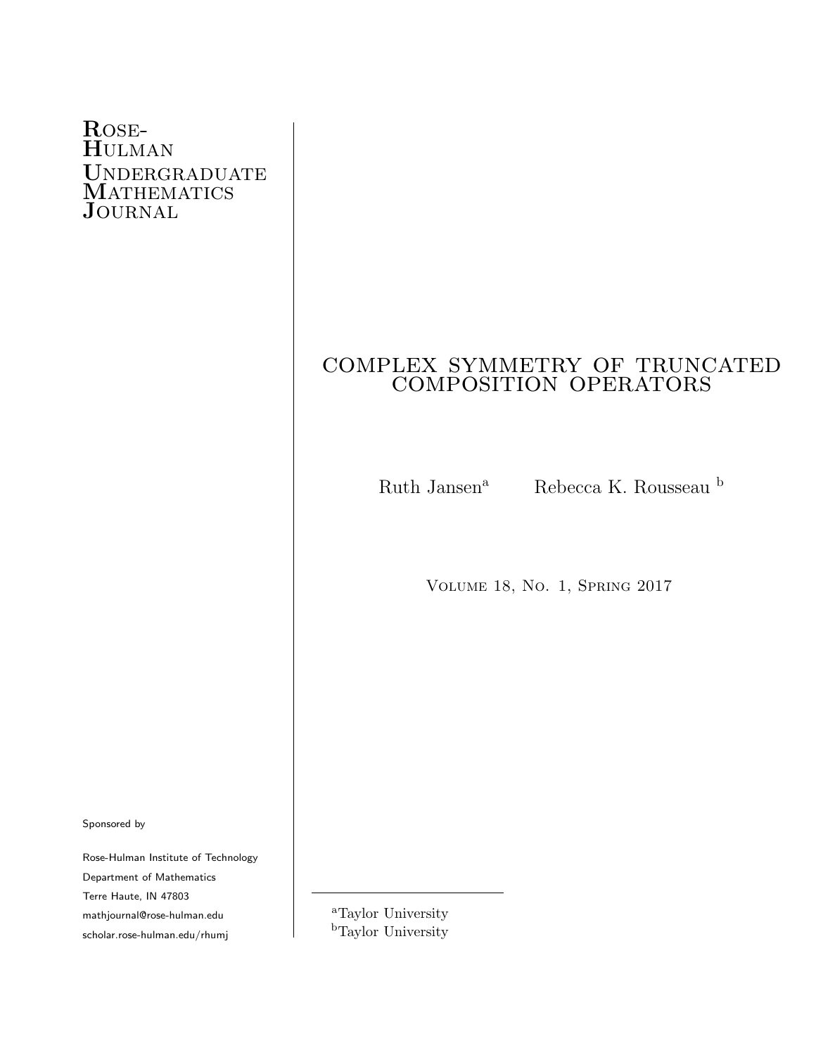Rose-Hulman Undergraduate Mathematics Journal

# COMPLEX SYMMETRY OF TRUNCATED COMPOSITION OPERATORS

Ruth Jansen[a] Rebecca K. Rousseau[b]

Volume 18, No. 1, Spring 2017

Sponsored by

Rose-Hulman Institute of Technology
Department of Mathematics
Terre Haute, IN 47803
mathjournal@rose-hulman.edu
scholar.rose-hulman.edu/rhumj

[a]Taylor University
[b]Taylor University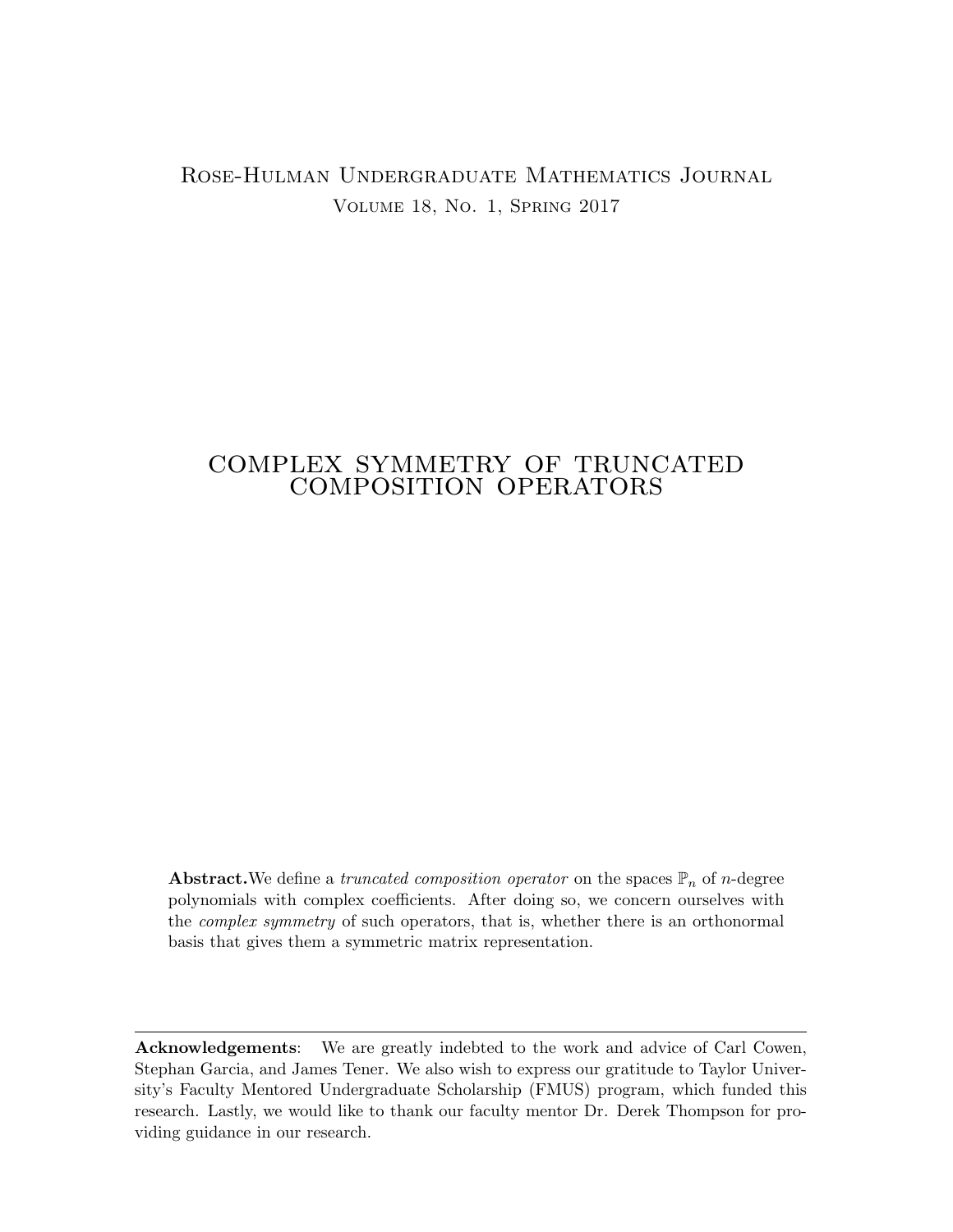Rose-Hulman Undergraduate Mathematics Journal
Volume 18, No. 1, Spring 2017

# COMPLEX SYMMETRY OF TRUNCATED COMPOSITION OPERATORS

**Abstract.** We define a *truncated composition operator* on the spaces $\mathbb{P}_n$ of $n$-degree polynomials with complex coefficients. After doing so, we concern ourselves with the *complex symmetry* of such operators, that is, whether there is an orthonormal basis that gives them a symmetric matrix representation.

---

**Acknowledgements**: We are greatly indebted to the work and advice of Carl Cowen, Stephan Garcia, and James Tener. We also wish to express our gratitude to Taylor University's Faculty Mentored Undergraduate Scholarship (FMUS) program, which funded this research. Lastly, we would like to thank our faculty mentor Dr. Derek Thompson for providing guidance in our research.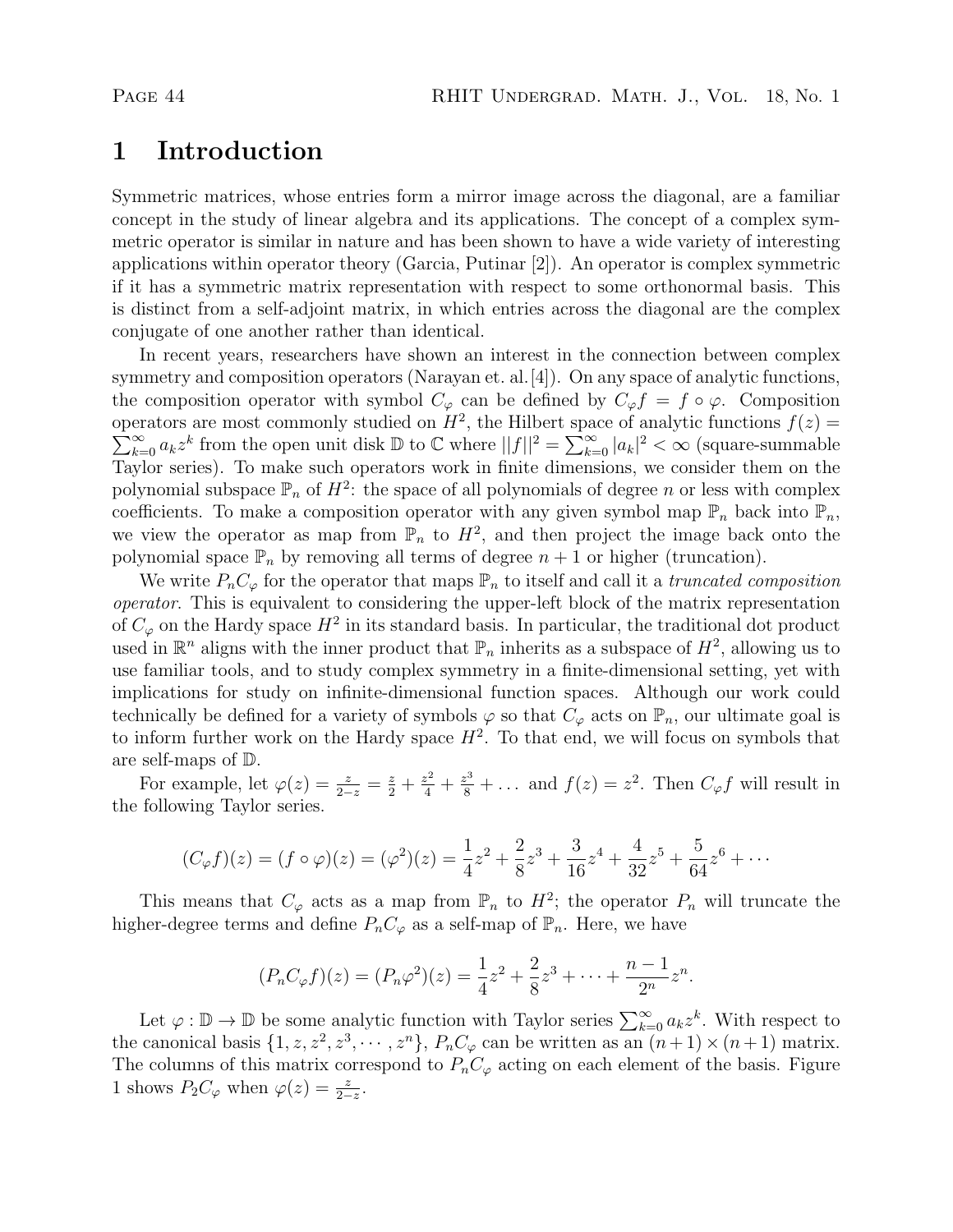# 1 Introduction

Symmetric matrices, whose entries form a mirror image across the diagonal, are a familiar concept in the study of linear algebra and its applications. The concept of a complex symmetric operator is similar in nature and has been shown to have a wide variety of interesting applications within operator theory (Garcia, Putinar [2]). An operator is complex symmetric if it has a symmetric matrix representation with respect to some orthonormal basis. This is distinct from a self-adjoint matrix, in which entries across the diagonal are the complex conjugate of one another rather than identical.

In recent years, researchers have shown an interest in the connection between complex symmetry and composition operators (Narayan et. al. [4]). On any space of analytic functions, the composition operator with symbol $C_\varphi$ can be defined by $C_\varphi f = f \circ \varphi$. Composition operators are most commonly studied on $H^2$, the Hilbert space of analytic functions $f(z) = \sum_{k=0}^{\infty} a_k z^k$ from the open unit disk $\mathbb{D}$ to $\mathbb{C}$ where $||f||^2 = \sum_{k=0}^{\infty} |a_k|^2 < \infty$ (square-summable Taylor series). To make such operators work in finite dimensions, we consider them on the polynomial subspace $\mathbb{P}_n$ of $H^2$: the space of all polynomials of degree $n$ or less with complex coefficients. To make a composition operator with any given symbol map $\mathbb{P}_n$ back into $\mathbb{P}_n$, we view the operator as map from $\mathbb{P}_n$ to $H^2$, and then project the image back onto the polynomial space $\mathbb{P}_n$ by removing all terms of degree $n+1$ or higher (truncation).

We write $P_n C_\varphi$ for the operator that maps $\mathbb{P}_n$ to itself and call it a *truncated composition operator*. This is equivalent to considering the upper-left block of the matrix representation of $C_\varphi$ on the Hardy space $H^2$ in its standard basis. In particular, the traditional dot product used in $\mathbb{R}^n$ aligns with the inner product that $\mathbb{P}_n$ inherits as a subspace of $H^2$, allowing us to use familiar tools, and to study complex symmetry in a finite-dimensional setting, yet with implications for study on infinite-dimensional function spaces. Although our work could technically be defined for a variety of symbols $\varphi$ so that $C_\varphi$ acts on $\mathbb{P}_n$, our ultimate goal is to inform further work on the Hardy space $H^2$. To that end, we will focus on symbols that are self-maps of $\mathbb{D}$.

For example, let $\varphi(z) = \frac{z}{2-z} = \frac{z}{2} + \frac{z^2}{4} + \frac{z^3}{8} + \ldots$ and $f(z) = z^2$. Then $C_\varphi f$ will result in the following Taylor series.

$$(C_\varphi f)(z) = (f \circ \varphi)(z) = (\varphi^2)(z) = \frac{1}{4}z^2 + \frac{2}{8}z^3 + \frac{3}{16}z^4 + \frac{4}{32}z^5 + \frac{5}{64}z^6 + \cdots$$

This means that $C_\varphi$ acts as a map from $\mathbb{P}_n$ to $H^2$; the operator $P_n$ will truncate the higher-degree terms and define $P_n C_\varphi$ as a self-map of $\mathbb{P}_n$. Here, we have

$$(P_n C_\varphi f)(z) = (P_n \varphi^2)(z) = \frac{1}{4}z^2 + \frac{2}{8}z^3 + \cdots + \frac{n-1}{2^n}z^n.$$

Let $\varphi : \mathbb{D} \to \mathbb{D}$ be some analytic function with Taylor series $\sum_{k=0}^{\infty} a_k z^k$. With respect to the canonical basis $\{1, z, z^2, z^3, \cdots, z^n\}$, $P_n C_\varphi$ can be written as an $(n+1) \times (n+1)$ matrix. The columns of this matrix correspond to $P_n C_\varphi$ acting on each element of the basis. Figure 1 shows $P_2 C_\varphi$ when $\varphi(z) = \frac{z}{2-z}$.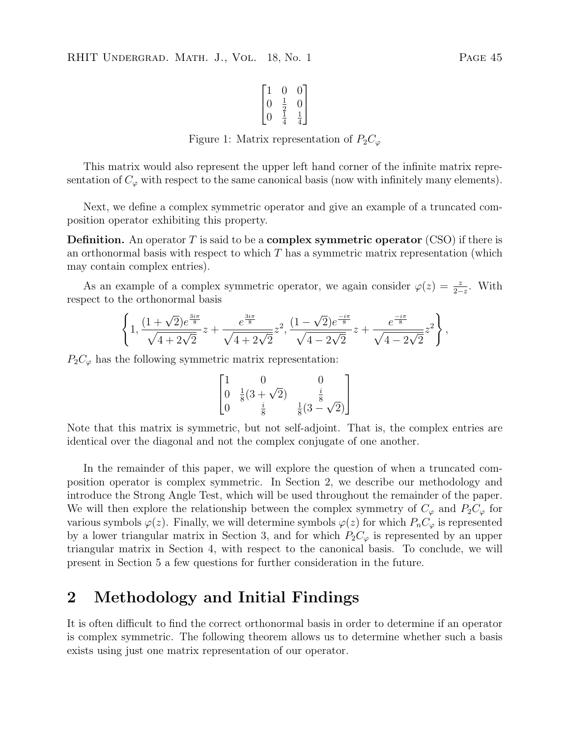$$\begin{bmatrix} 1 & 0 & 0 \\ 0 & \frac{1}{2} & 0 \\ 0 & \frac{1}{4} & \frac{1}{4} \end{bmatrix}$$

Figure 1: Matrix representation of $P_2C_\varphi$

This matrix would also represent the upper left hand corner of the infinite matrix representation of $C_\varphi$ with respect to the same canonical basis (now with infinitely many elements).

Next, we define a complex symmetric operator and give an example of a truncated composition operator exhibiting this property.

**Definition.** An operator $T$ is said to be a **complex symmetric operator** (CSO) if there is an orthonormal basis with respect to which $T$ has a symmetric matrix representation (which may contain complex entries).

As an example of a complex symmetric operator, we again consider $\varphi(z) = \frac{z}{2-z}$. With respect to the orthonormal basis

$$\left\{ 1, \frac{(1+\sqrt{2})e^{\frac{3i\pi}{8}}}{\sqrt{4+2\sqrt{2}}} z + \frac{e^{\frac{3i\pi}{8}}}{\sqrt{4+2\sqrt{2}}} z^2, \frac{(1-\sqrt{2})e^{\frac{-i\pi}{8}}}{\sqrt{4-2\sqrt{2}}} z + \frac{e^{\frac{-i\pi}{8}}}{\sqrt{4-2\sqrt{2}}} z^2 \right\},$$

$P_2C_\varphi$ has the following symmetric matrix representation:

$$\begin{bmatrix} 1 & 0 & 0 \\ 0 & \frac{1}{8}(3+\sqrt{2}) & \frac{i}{8} \\ 0 & \frac{i}{8} & \frac{1}{8}(3-\sqrt{2}) \end{bmatrix}$$

Note that this matrix is symmetric, but not self-adjoint. That is, the complex entries are identical over the diagonal and not the complex conjugate of one another.

In the remainder of this paper, we will explore the question of when a truncated composition operator is complex symmetric. In Section 2, we describe our methodology and introduce the Strong Angle Test, which will be used throughout the remainder of the paper. We will then explore the relationship between the complex symmetry of $C_\varphi$ and $P_2C_\varphi$ for various symbols $\varphi(z)$. Finally, we will determine symbols $\varphi(z)$ for which $P_nC_\varphi$ is represented by a lower triangular matrix in Section 3, and for which $P_2C_\varphi$ is represented by an upper triangular matrix in Section 4, with respect to the canonical basis. To conclude, we will present in Section 5 a few questions for further consideration in the future.

## 2 Methodology and Initial Findings

It is often difficult to find the correct orthonormal basis in order to determine if an operator is complex symmetric. The following theorem allows us to determine whether such a basis exists using just one matrix representation of our operator.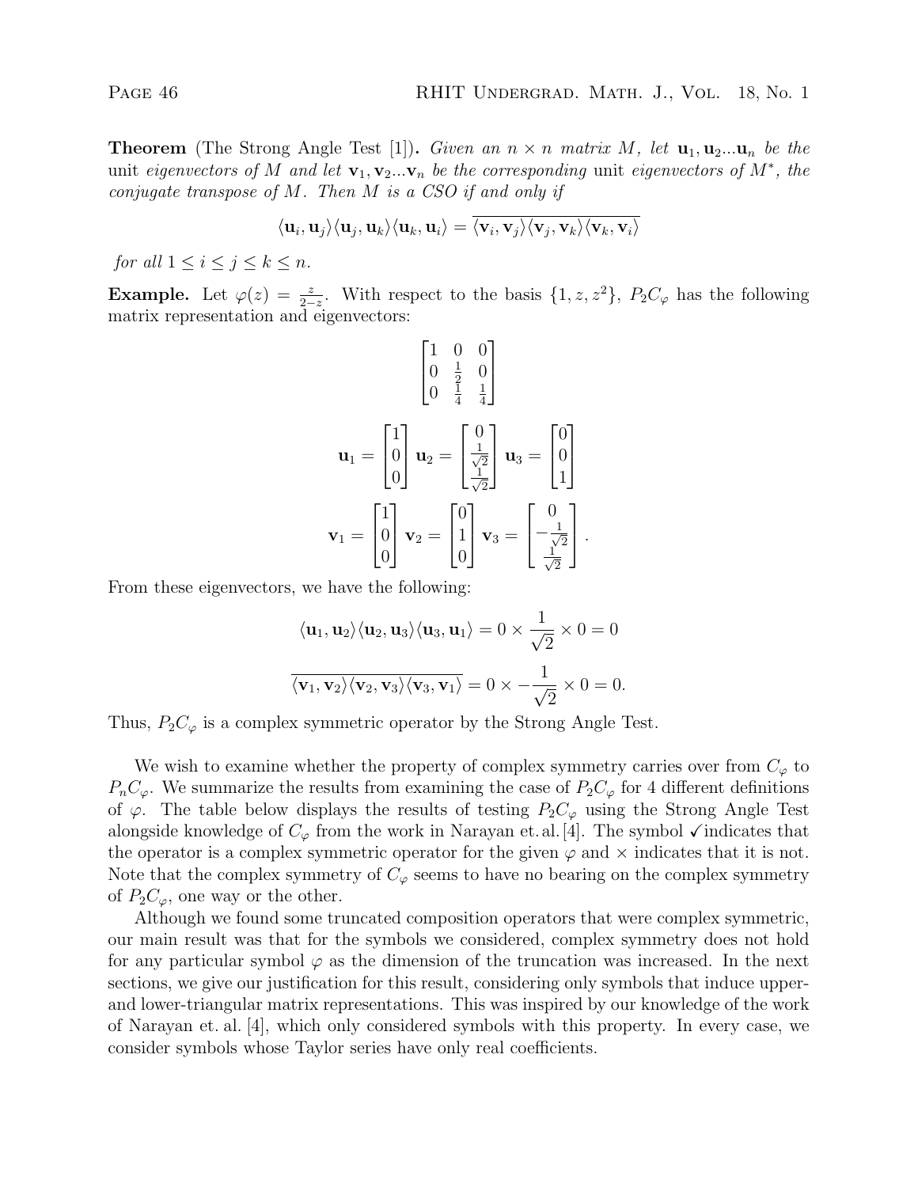**Theorem** (The Strong Angle Test [1])**.** *Given an $n \times n$ matrix $M$, let $\mathbf{u}_1, \mathbf{u}_2 ... \mathbf{u}_n$ be the* unit *eigenvectors of $M$ and let $\mathbf{v}_1, \mathbf{v}_2 ... \mathbf{v}_n$ be the corresponding* unit *eigenvectors of $M^*$, the conjugate transpose of $M$. Then $M$ is a CSO if and only if*

$$\langle \mathbf{u}_i, \mathbf{u}_j \rangle \langle \mathbf{u}_j, \mathbf{u}_k \rangle \langle \mathbf{u}_k, \mathbf{u}_i \rangle = \overline{\langle \mathbf{v}_i, \mathbf{v}_j \rangle \langle \mathbf{v}_j, \mathbf{v}_k \rangle \langle \mathbf{v}_k, \mathbf{v}_i \rangle}$$

*for all $1 \leq i \leq j \leq k \leq n$.*

**Example.** Let $\varphi(z) = \frac{z}{2-z}$. With respect to the basis $\{1, z, z^2\}$, $P_2 C_\varphi$ has the following matrix representation and eigenvectors:

$$\begin{bmatrix} 1 & 0 & 0 \\ 0 & \frac{1}{2} & 0 \\ 0 & \frac{1}{4} & \frac{1}{4} \end{bmatrix}$$

$$\mathbf{u}_1 = \begin{bmatrix} 1 \\ 0 \\ 0 \end{bmatrix} \; \mathbf{u}_2 = \begin{bmatrix} 0 \\ \frac{1}{\sqrt{2}} \\ \frac{1}{\sqrt{2}} \end{bmatrix} \; \mathbf{u}_3 = \begin{bmatrix} 0 \\ 0 \\ 1 \end{bmatrix}$$

$$\mathbf{v}_1 = \begin{bmatrix} 1 \\ 0 \\ 0 \end{bmatrix} \; \mathbf{v}_2 = \begin{bmatrix} 0 \\ 1 \\ 0 \end{bmatrix} \; \mathbf{v}_3 = \begin{bmatrix} 0 \\ -\frac{1}{\sqrt{2}} \\ \frac{1}{\sqrt{2}} \end{bmatrix}.$$

From these eigenvectors, we have the following:

$$\langle \mathbf{u}_1, \mathbf{u}_2 \rangle \langle \mathbf{u}_2, \mathbf{u}_3 \rangle \langle \mathbf{u}_3, \mathbf{u}_1 \rangle = 0 \times \frac{1}{\sqrt{2}} \times 0 = 0$$

$$\overline{\langle \mathbf{v}_1, \mathbf{v}_2 \rangle \langle \mathbf{v}_2, \mathbf{v}_3 \rangle \langle \mathbf{v}_3, \mathbf{v}_1 \rangle} = 0 \times -\frac{1}{\sqrt{2}} \times 0 = 0.$$

Thus, $P_2 C_\varphi$ is a complex symmetric operator by the Strong Angle Test.

We wish to examine whether the property of complex symmetry carries over from $C_\varphi$ to $P_n C_\varphi$. We summarize the results from examining the case of $P_2 C_\varphi$ for 4 different definitions of $\varphi$. The table below displays the results of testing $P_2 C_\varphi$ using the Strong Angle Test alongside knowledge of $C_\varphi$ from the work in Narayan et. al. [4]. The symbol ✓ indicates that the operator is a complex symmetric operator for the given $\varphi$ and × indicates that it is not. Note that the complex symmetry of $C_\varphi$ seems to have no bearing on the complex symmetry of $P_2 C_\varphi$, one way or the other.

Although we found some truncated composition operators that were complex symmetric, our main result was that for the symbols we considered, complex symmetry does not hold for any particular symbol $\varphi$ as the dimension of the truncation was increased. In the next sections, we give our justification for this result, considering only symbols that induce upper- and lower-triangular matrix representations. This was inspired by our knowledge of the work of Narayan et. al. [4], which only considered symbols with this property. In every case, we consider symbols whose Taylor series have only real coefficients.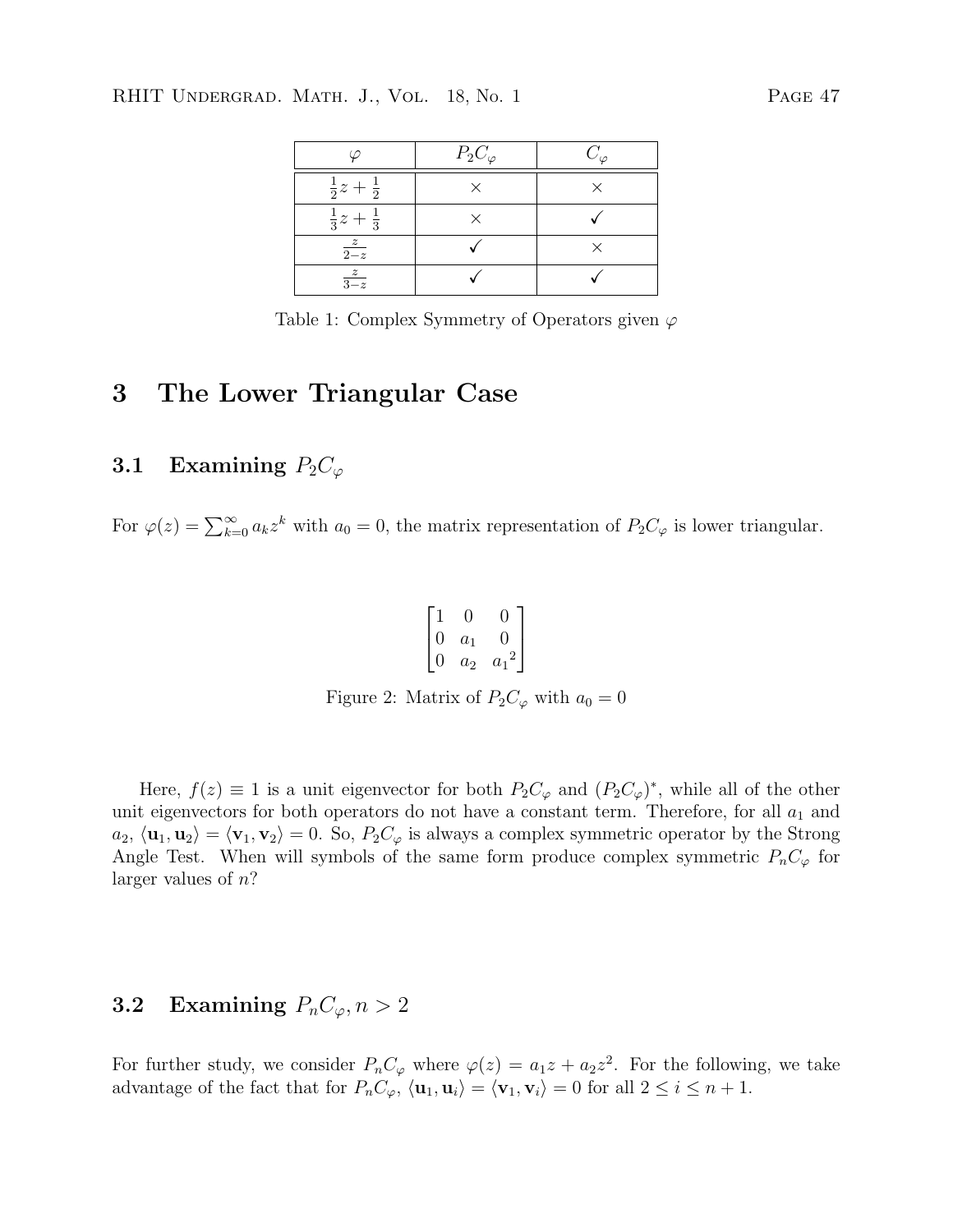| $\varphi$ | $P_2C_\varphi$ | $C_\varphi$ |
|---|---|---|
| $\frac{1}{2}z + \frac{1}{2}$ | × | × |
| $\frac{1}{3}z + \frac{1}{3}$ | × | ✓ |
| $\frac{z}{2-z}$ | ✓ | × |
| $\frac{z}{3-z}$ | ✓ | ✓ |

Table 1: Complex Symmetry of Operators given $\varphi$

# 3 The Lower Triangular Case

## 3.1 Examining $P_2C_\varphi$

For $\varphi(z) = \sum_{k=0}^{\infty} a_k z^k$ with $a_0 = 0$, the matrix representation of $P_2C_\varphi$ is lower triangular.

$$\begin{bmatrix} 1 & 0 & 0 \\ 0 & a_1 & 0 \\ 0 & a_2 & {a_1}^2 \end{bmatrix}$$

Figure 2: Matrix of $P_2C_\varphi$ with $a_0 = 0$

Here, $f(z) \equiv 1$ is a unit eigenvector for both $P_2C_\varphi$ and $(P_2C_\varphi)^*$, while all of the other unit eigenvectors for both operators do not have a constant term. Therefore, for all $a_1$ and $a_2$, $\langle \mathbf{u}_1, \mathbf{u}_2 \rangle = \langle \mathbf{v}_1, \mathbf{v}_2 \rangle = 0$. So, $P_2C_\varphi$ is always a complex symmetric operator by the Strong Angle Test. When will symbols of the same form produce complex symmetric $P_nC_\varphi$ for larger values of $n$?

## 3.2 Examining $P_nC_\varphi, n > 2$

For further study, we consider $P_nC_\varphi$ where $\varphi(z) = a_1z + a_2z^2$. For the following, we take advantage of the fact that for $P_nC_\varphi$, $\langle \mathbf{u}_1, \mathbf{u}_i \rangle = \langle \mathbf{v}_1, \mathbf{v}_i \rangle = 0$ for all $2 \leq i \leq n + 1$.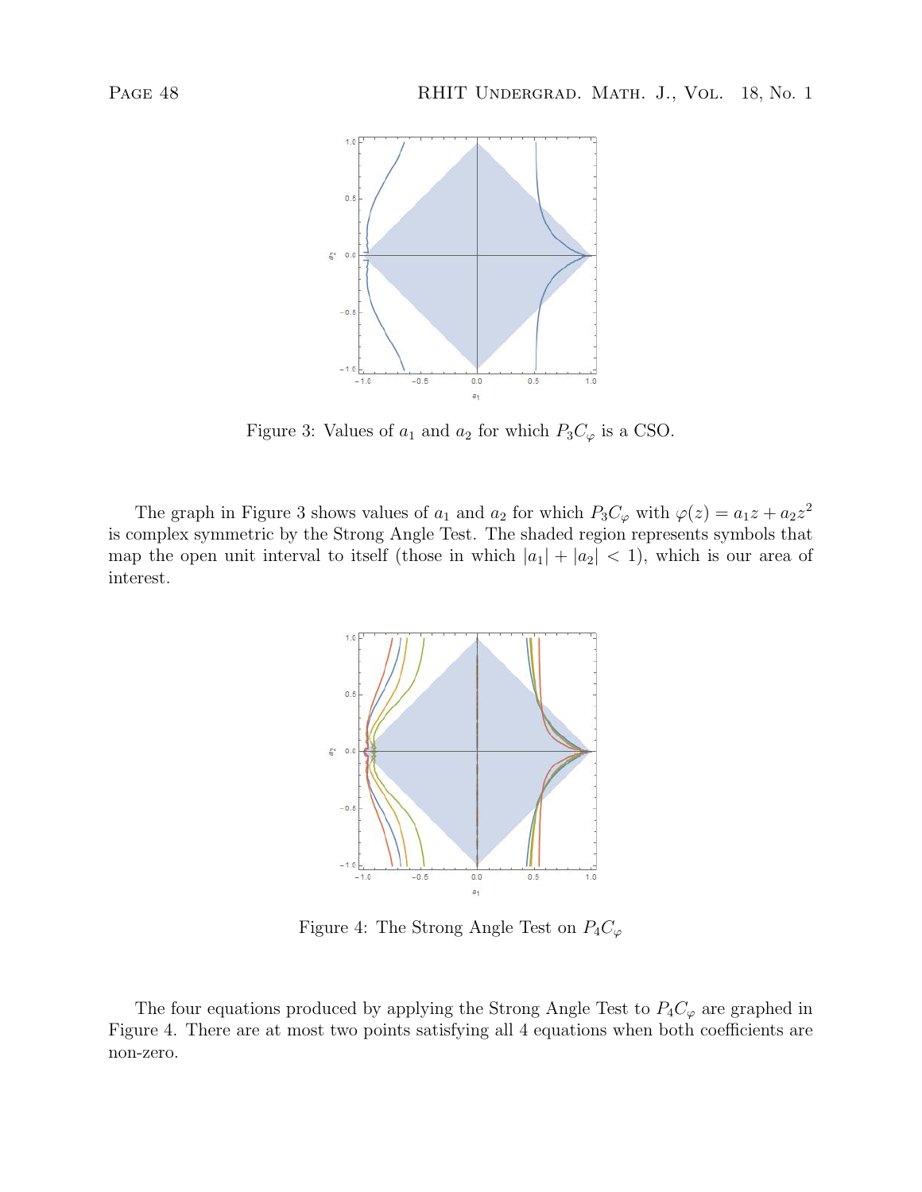Figure 3: Values of $a_1$ and $a_2$ for which $P_3C_\varphi$ is a CSO.

The graph in Figure 3 shows values of $a_1$ and $a_2$ for which $P_3C_\varphi$ with $\varphi(z) = a_1z + a_2z^2$ is complex symmetric by the Strong Angle Test. The shaded region represents symbols that map the open unit interval to itself (those in which $|a_1| + |a_2| < 1$), which is our area of interest.

Figure 4: The Strong Angle Test on $P_4C_\varphi$

The four equations produced by applying the Strong Angle Test to $P_4C_\varphi$ are graphed in Figure 4. There are at most two points satisfying all 4 equations when both coefficients are non-zero.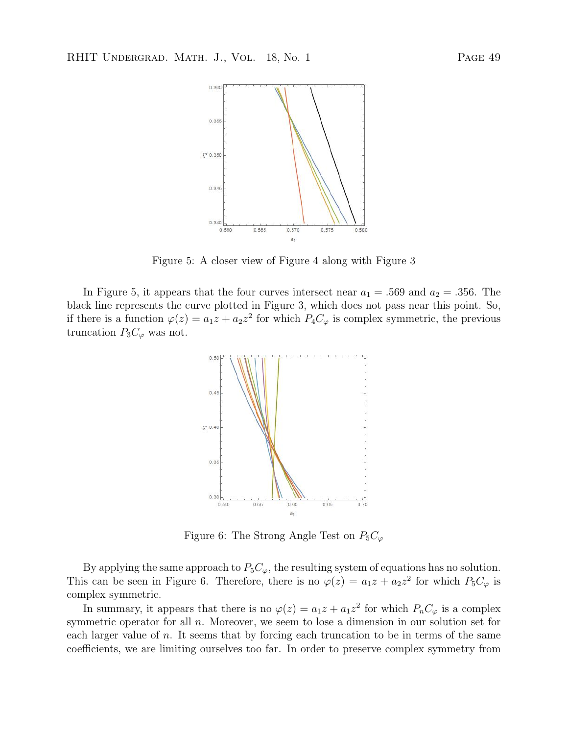Figure 5: A closer view of Figure 4 along with Figure 3

In Figure 5, it appears that the four curves intersect near $a_1 = .569$ and $a_2 = .356$. The black line represents the curve plotted in Figure 3, which does not pass near this point. So, if there is a function $\varphi(z) = a_1 z + a_2 z^2$ for which $P_4 C_\varphi$ is complex symmetric, the previous truncation $P_3 C_\varphi$ was not.

Figure 6: The Strong Angle Test on $P_5 C_\varphi$

By applying the same approach to $P_5 C_\varphi$, the resulting system of equations has no solution. This can be seen in Figure 6. Therefore, there is no $\varphi(z) = a_1 z + a_2 z^2$ for which $P_5 C_\varphi$ is complex symmetric.

In summary, it appears that there is no $\varphi(z) = a_1 z + a_1 z^2$ for which $P_n C_\varphi$ is a complex symmetric operator for all $n$. Moreover, we seem to lose a dimension in our solution set for each larger value of $n$. It seems that by forcing each truncation to be in terms of the same coefficients, we are limiting ourselves too far. In order to preserve complex symmetry from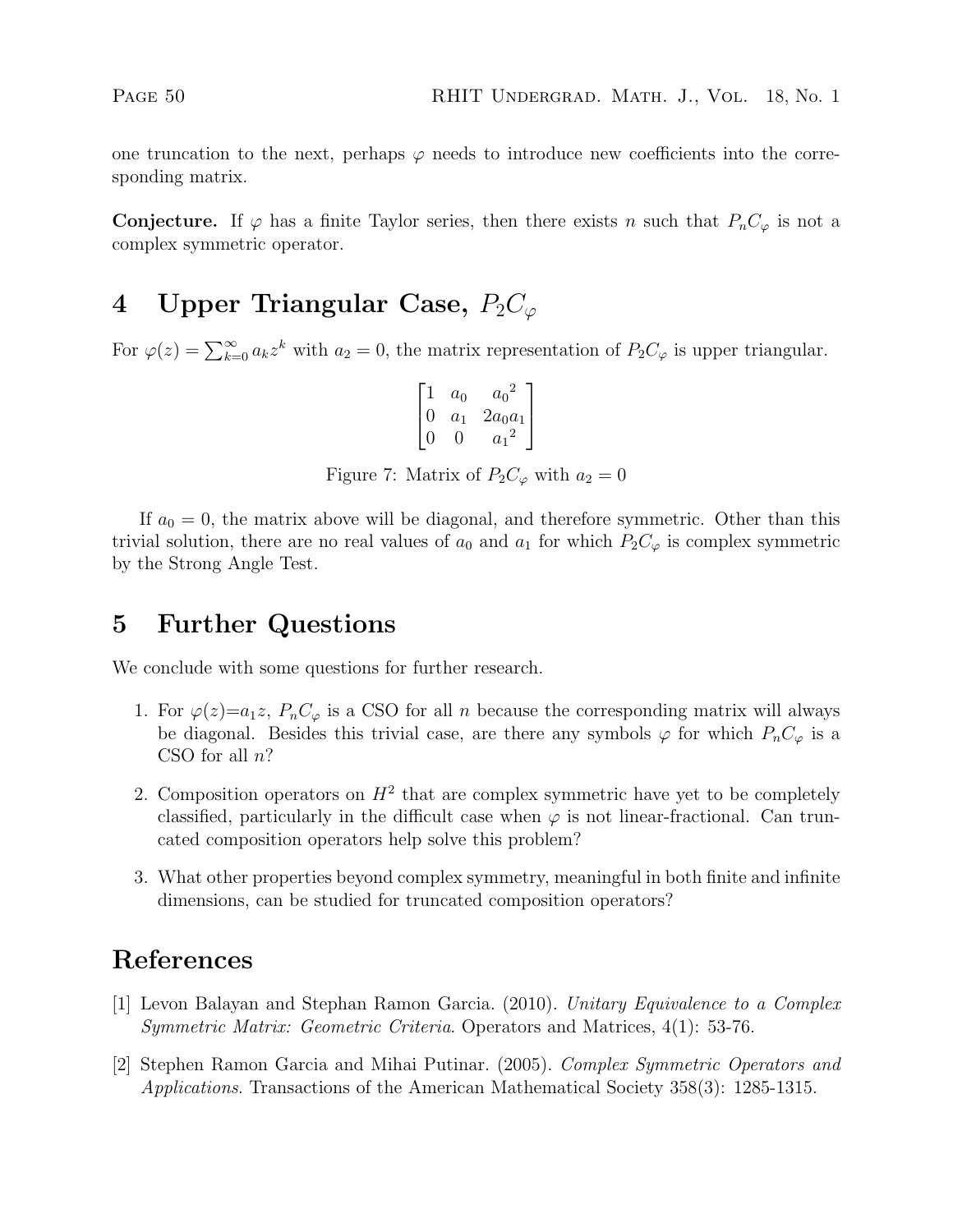one truncation to the next, perhaps $\varphi$ needs to introduce new coefficients into the corresponding matrix.

**Conjecture.** If $\varphi$ has a finite Taylor series, then there exists $n$ such that $P_nC_\varphi$ is not a complex symmetric operator.

# 4 Upper Triangular Case, $P_2C_\varphi$

For $\varphi(z) = \sum_{k=0}^{\infty} a_k z^k$ with $a_2 = 0$, the matrix representation of $P_2C_\varphi$ is upper triangular.

$$\begin{bmatrix} 1 & a_0 & {a_0}^2 \\ 0 & a_1 & 2a_0a_1 \\ 0 & 0 & {a_1}^2 \end{bmatrix}$$

Figure 7: Matrix of $P_2C_\varphi$ with $a_2 = 0$

If $a_0 = 0$, the matrix above will be diagonal, and therefore symmetric. Other than this trivial solution, there are no real values of $a_0$ and $a_1$ for which $P_2C_\varphi$ is complex symmetric by the Strong Angle Test.

# 5 Further Questions

We conclude with some questions for further research.

1. For $\varphi(z)=a_1z$, $P_nC_\varphi$ is a CSO for all $n$ because the corresponding matrix will always be diagonal. Besides this trivial case, are there any symbols $\varphi$ for which $P_nC_\varphi$ is a CSO for all $n$?
2. Composition operators on $H^2$ that are complex symmetric have yet to be completely classified, particularly in the difficult case when $\varphi$ is not linear-fractional. Can truncated composition operators help solve this problem?
3. What other properties beyond complex symmetry, meaningful in both finite and infinite dimensions, can be studied for truncated composition operators?

# References

[1] Levon Balayan and Stephan Ramon Garcia. (2010). *Unitary Equivalence to a Complex Symmetric Matrix: Geometric Criteria*. Operators and Matrices, 4(1): 53-76.

[2] Stephen Ramon Garcia and Mihai Putinar. (2005). *Complex Symmetric Operators and Applications.* Transactions of the American Mathematical Society 358(3): 1285-1315.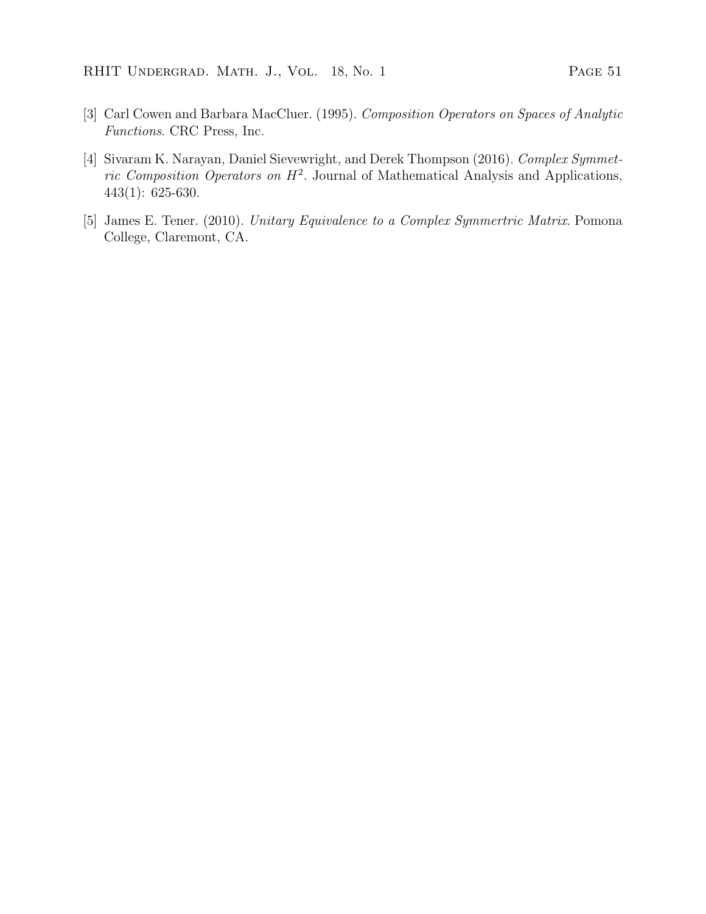[3] Carl Cowen and Barbara MacCluer. (1995). *Composition Operators on Spaces of Analytic Functions*. CRC Press, Inc.

[4] Sivaram K. Narayan, Daniel Sievewright, and Derek Thompson (2016). *Complex Symmetric Composition Operators on $H^2$*. Journal of Mathematical Analysis and Applications, 443(1): 625-630.

[5] James E. Tener. (2010). *Unitary Equivalence to a Complex Symmertric Matrix*. Pomona College, Claremont, CA.